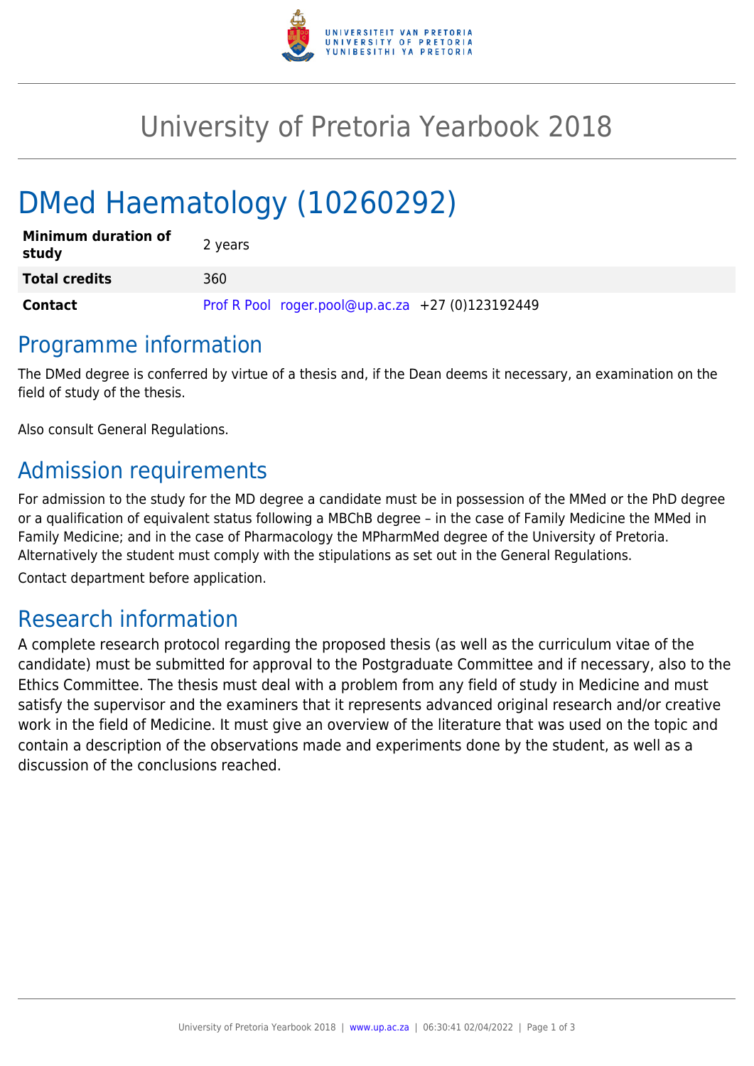# University of Pretoria Yearbook 2018

# DMed Haematology (10260292)

| | |
|---|---|
| **Minimum duration of study** | 2 years |
| **Total credits** | 360 |
| **Contact** | Prof R Pool roger.pool@up.ac.za +27 (0)123192449 |

## Programme information

The DMed degree is conferred by virtue of a thesis and, if the Dean deems it necessary, an examination on the field of study of the thesis.

Also consult General Regulations.

## Admission requirements

For admission to the study for the MD degree a candidate must be in possession of the MMed or the PhD degree or a qualification of equivalent status following a MBChB degree – in the case of Family Medicine the MMed in Family Medicine; and in the case of Pharmacology the MPharmMed degree of the University of Pretoria. Alternatively the student must comply with the stipulations as set out in the General Regulations.

Contact department before application.

## Research information

A complete research protocol regarding the proposed thesis (as well as the curriculum vitae of the candidate) must be submitted for approval to the Postgraduate Committee and if necessary, also to the Ethics Committee. The thesis must deal with a problem from any field of study in Medicine and must satisfy the supervisor and the examiners that it represents advanced original research and/or creative work in the field of Medicine. It must give an overview of the literature that was used on the topic and contain a description of the observations made and experiments done by the student, as well as a discussion of the conclusions reached.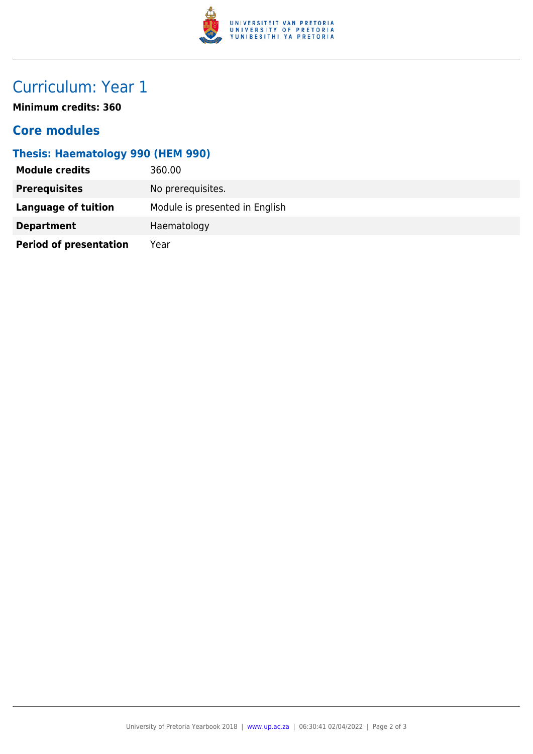# Curriculum: Year 1

**Minimum credits: 360**

## Core modules

### Thesis: Haematology 990 (HEM 990)

| | |
|---|---|
| **Module credits** | 360.00 |
| **Prerequisites** | No prerequisites. |
| **Language of tuition** | Module is presented in English |
| **Department** | Haematology |
| **Period of presentation** | Year |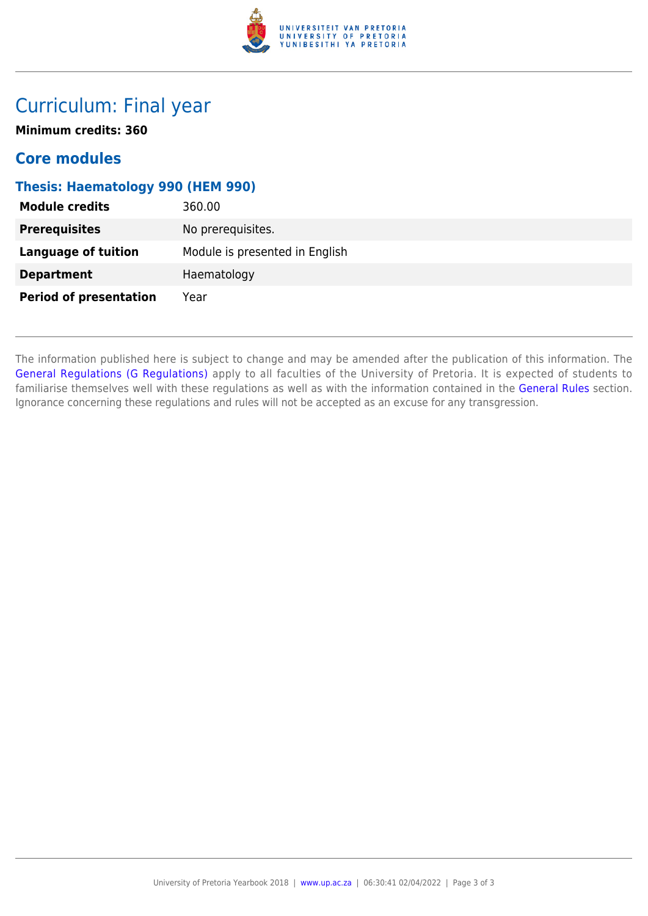# Curriculum: Final year

**Minimum credits: 360**

## Core modules

### Thesis: Haematology 990 (HEM 990)

| | |
|---|---|
| **Module credits** | 360.00 |
| **Prerequisites** | No prerequisites. |
| **Language of tuition** | Module is presented in English |
| **Department** | Haematology |
| **Period of presentation** | Year |

The information published here is subject to change and may be amended after the publication of this information. The General Regulations (G Regulations) apply to all faculties of the University of Pretoria. It is expected of students to familiarise themselves well with these regulations as well as with the information contained in the General Rules section. Ignorance concerning these regulations and rules will not be accepted as an excuse for any transgression.